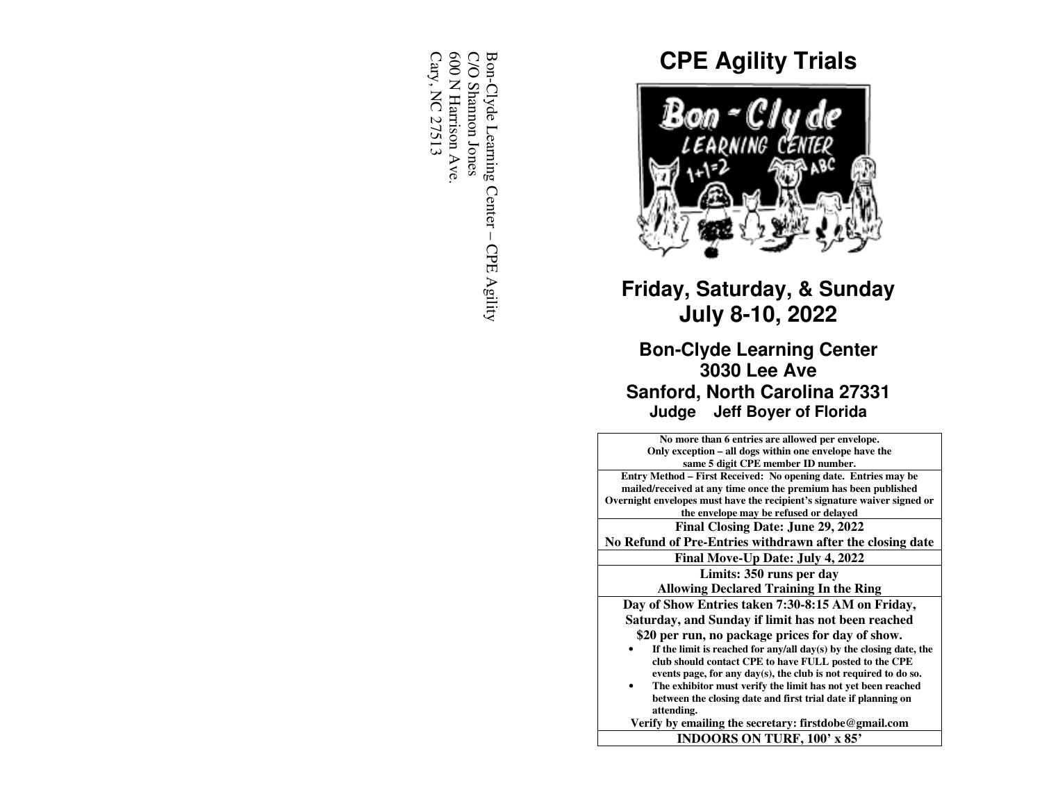Bon-Clyde Learning Center – CPE Agility
C/O Shannon Jones
600 N Harrison Ave.
Cary, NC 27513

# CPE Agility Trials

## Friday, Saturday, & Sunday
## July 8-10, 2022

### Bon-Clyde Learning Center
### 3030 Lee Ave
### Sanford, North Carolina 27331
**Judge Jeff Boyer of Florida**

**No more than 6 entries are allowed per envelope.**
**Only exception – all dogs within one envelope have the same 5 digit CPE member ID number.**

**Entry Method – First Received: No opening date. Entries may be mailed/received at any time once the premium has been published**
**Overnight envelopes must have the recipient's signature waiver signed or the envelope may be refused or delayed**

**Final Closing Date: June 29, 2022**
**No Refund of Pre-Entries withdrawn after the closing date**

**Final Move-Up Date: July 4, 2022**

**Limits: 350 runs per day**
**Allowing Declared Training In the Ring**

**Day of Show Entries taken 7:30-8:15 AM on Friday, Saturday, and Sunday if limit has not been reached**
**$20 per run, no package prices for day of show.**

- **If the limit is reached for any/all day(s) by the closing date, the club should contact CPE to have FULL posted to the CPE events page, for any day(s), the club is not required to do so.**
- **The exhibitor must verify the limit has not yet been reached between the closing date and first trial date if planning on attending.**

**Verify by emailing the secretary: firstdobe@gmail.com**

**INDOORS ON TURF, 100' x 85'**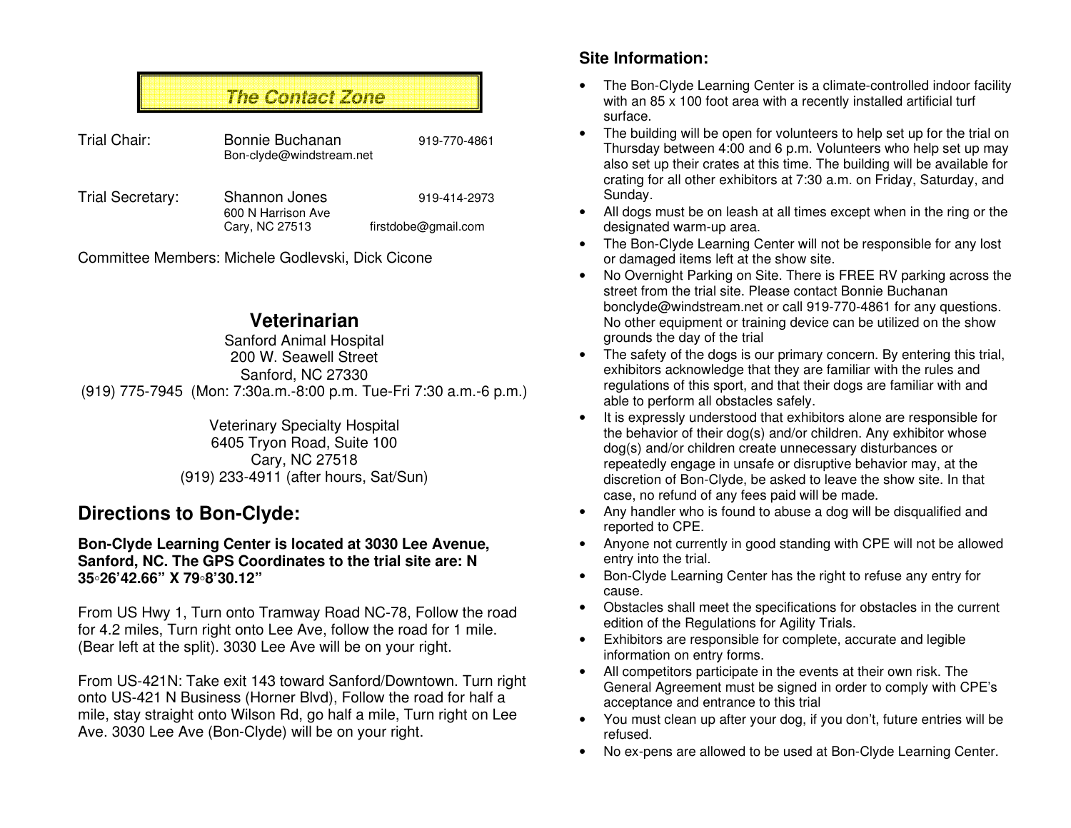## The Contact Zone

Trial Chair: Bonnie Buchanan 919-770-4861
Bon-clyde@windstream.net

Trial Secretary: Shannon Jones 919-414-2973
600 N Harrison Ave
Cary, NC 27513 firstdobe@gmail.com

Committee Members: Michele Godlevski, Dick Cicone

## Veterinarian

Sanford Animal Hospital
200 W. Seawell Street
Sanford, NC 27330
(919) 775-7945 (Mon: 7:30a.m.-8:00 p.m. Tue-Fri 7:30 a.m.-6 p.m.)

Veterinary Specialty Hospital
6405 Tryon Road, Suite 100
Cary, NC 27518
(919) 233-4911 (after hours, Sat/Sun)

## Directions to Bon-Clyde:

**Bon-Clyde Learning Center is located at 3030 Lee Avenue, Sanford, NC. The GPS Coordinates to the trial site are: N 35◦26'42.66" X 79◦8'30.12"**

From US Hwy 1, Turn onto Tramway Road NC-78, Follow the road for 4.2 miles, Turn right onto Lee Ave, follow the road for 1 mile. (Bear left at the split). 3030 Lee Ave will be on your right.

From US-421N: Take exit 143 toward Sanford/Downtown. Turn right onto US-421 N Business (Horner Blvd), Follow the road for half a mile, stay straight onto Wilson Rd, go half a mile, Turn right on Lee Ave. 3030 Lee Ave (Bon-Clyde) will be on your right.

## Site Information:

- The Bon-Clyde Learning Center is a climate-controlled indoor facility with an 85 x 100 foot area with a recently installed artificial turf surface.
- The building will be open for volunteers to help set up for the trial on Thursday between 4:00 and 6 p.m. Volunteers who help set up may also set up their crates at this time. The building will be available for crating for all other exhibitors at 7:30 a.m. on Friday, Saturday, and Sunday.
- All dogs must be on leash at all times except when in the ring or the designated warm-up area.
- The Bon-Clyde Learning Center will not be responsible for any lost or damaged items left at the show site.
- No Overnight Parking on Site. There is FREE RV parking across the street from the trial site. Please contact Bonnie Buchanan bonclyde@windstream.net or call 919-770-4861 for any questions. No other equipment or training device can be utilized on the show grounds the day of the trial
- The safety of the dogs is our primary concern. By entering this trial, exhibitors acknowledge that they are familiar with the rules and regulations of this sport, and that their dogs are familiar with and able to perform all obstacles safely.
- It is expressly understood that exhibitors alone are responsible for the behavior of their dog(s) and/or children. Any exhibitor whose dog(s) and/or children create unnecessary disturbances or repeatedly engage in unsafe or disruptive behavior may, at the discretion of Bon-Clyde, be asked to leave the show site. In that case, no refund of any fees paid will be made.
- Any handler who is found to abuse a dog will be disqualified and reported to CPE.
- Anyone not currently in good standing with CPE will not be allowed entry into the trial.
- Bon-Clyde Learning Center has the right to refuse any entry for cause.
- Obstacles shall meet the specifications for obstacles in the current edition of the Regulations for Agility Trials.
- Exhibitors are responsible for complete, accurate and legible information on entry forms.
- All competitors participate in the events at their own risk. The General Agreement must be signed in order to comply with CPE's acceptance and entrance to this trial
- You must clean up after your dog, if you don't, future entries will be refused.
- No ex-pens are allowed to be used at Bon-Clyde Learning Center.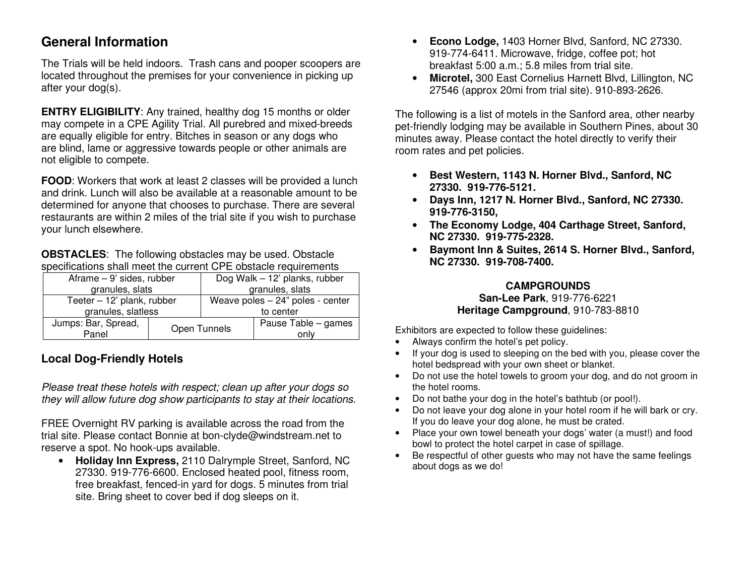## General Information

The Trials will be held indoors. Trash cans and pooper scoopers are located throughout the premises for your convenience in picking up after your dog(s).

**ENTRY ELIGIBILITY**: Any trained, healthy dog 15 months or older may compete in a CPE Agility Trial. All purebred and mixed-breeds are equally eligible for entry. Bitches in season or any dogs who are blind, lame or aggressive towards people or other animals are not eligible to compete.

**FOOD**: Workers that work at least 2 classes will be provided a lunch and drink. Lunch will also be available at a reasonable amount to be determined for anyone that chooses to purchase. There are several restaurants are within 2 miles of the trial site if you wish to purchase your lunch elsewhere.

**OBSTACLES**: The following obstacles may be used. Obstacle specifications shall meet the current CPE obstacle requirements

| Aframe – 9' sides, rubber granules, slats | | Dog Walk – 12' planks, rubber granules, slats |
|---|---|---|
| Teeter – 12' plank, rubber granules, slatless | | Weave poles – 24" poles - center to center |
| Jumps: Bar, Spread, Panel | Open Tunnels | Pause Table – games only |

### Local Dog-Friendly Hotels

*Please treat these hotels with respect; clean up after your dogs so they will allow future dog show participants to stay at their locations.*

FREE Overnight RV parking is available across the road from the trial site. Please contact Bonnie at bon-clyde@windstream.net to reserve a spot. No hook-ups available.

- **Holiday Inn Express,** 2110 Dalrymple Street, Sanford, NC 27330. 919-776-6600. Enclosed heated pool, fitness room, free breakfast, fenced-in yard for dogs. 5 minutes from trial site. Bring sheet to cover bed if dog sleeps on it.
- **Econo Lodge,** 1403 Horner Blvd, Sanford, NC 27330. 919-774-6411. Microwave, fridge, coffee pot; hot breakfast 5:00 a.m.; 5.8 miles from trial site.
- **Microtel,** 300 East Cornelius Harnett Blvd, Lillington, NC 27546 (approx 20mi from trial site). 910-893-2626.

The following is a list of motels in the Sanford area, other nearby pet-friendly lodging may be available in Southern Pines, about 30 minutes away. Please contact the hotel directly to verify their room rates and pet policies.

- **Best Western, 1143 N. Horner Blvd., Sanford, NC 27330. 919-776-5121.**
- **Days Inn, 1217 N. Horner Blvd., Sanford, NC 27330. 919-776-3150,**
- **The Economy Lodge, 404 Carthage Street, Sanford, NC 27330. 919-775-2328.**
- **Baymont Inn & Suites, 2614 S. Horner Blvd., Sanford, NC 27330. 919-708-7400.**

**CAMPGROUNDS**

**San-Lee Park**, 919-776-6221

**Heritage Campground**, 910-783-8810

Exhibitors are expected to follow these guidelines:

- Always confirm the hotel's pet policy.
- If your dog is used to sleeping on the bed with you, please cover the hotel bedspread with your own sheet or blanket.
- Do not use the hotel towels to groom your dog, and do not groom in the hotel rooms.
- Do not bathe your dog in the hotel's bathtub (or pool!).
- Do not leave your dog alone in your hotel room if he will bark or cry. If you do leave your dog alone, he must be crated.
- Place your own towel beneath your dogs' water (a must!) and food bowl to protect the hotel carpet in case of spillage.
- Be respectful of other guests who may not have the same feelings about dogs as we do!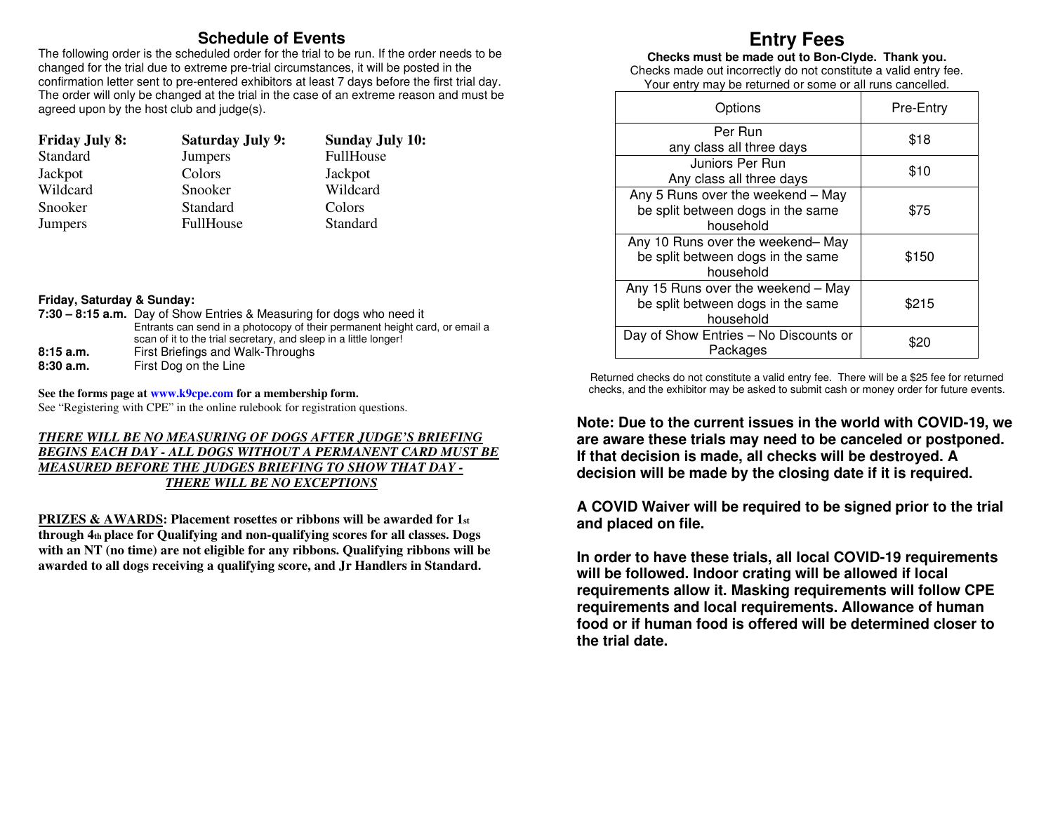## Schedule of Events

The following order is the scheduled order for the trial to be run. If the order needs to be changed for the trial due to extreme pre-trial circumstances, it will be posted in the confirmation letter sent to pre-entered exhibitors at least 7 days before the first trial day. The order will only be changed at the trial in the case of an extreme reason and must be agreed upon by the host club and judge(s).

| **Friday July 8:** | **Saturday July 9:** | **Sunday July 10:** |
|---|---|---|
| Standard | Jumpers | FullHouse |
| Jackpot | Colors | Jackpot |
| Wildcard | Snooker | Wildcard |
| Snooker | Standard | Colors |
| Jumpers | FullHouse | Standard |

**Friday, Saturday & Sunday:**

**7:30 – 8:15 a.m.** Day of Show Entries & Measuring for dogs who need it
Entrants can send in a photocopy of their permanent height card, or email a scan of it to the trial secretary, and sleep in a little longer!

**8:15 a.m.** First Briefings and Walk-Throughs

**8:30 a.m.** First Dog on the Line

**See the forms page at www.k9cpe.com for a membership form.**
See "Registering with CPE" in the online rulebook for registration questions.

***THERE WILL BE NO MEASURING OF DOGS AFTER JUDGE'S BRIEFING BEGINS EACH DAY - ALL DOGS WITHOUT A PERMANENT CARD MUST BE MEASURED BEFORE THE JUDGES BRIEFING TO SHOW THAT DAY - THERE WILL BE NO EXCEPTIONS***

**PRIZES & AWARDS: Placement rosettes or ribbons will be awarded for 1st through 4th place for Qualifying and non-qualifying scores for all classes. Dogs with an NT (no time) are not eligible for any ribbons. Qualifying ribbons will be awarded to all dogs receiving a qualifying score, and Jr Handlers in Standard.**

## Entry Fees

**Checks must be made out to Bon-Clyde. Thank you.**
Checks made out incorrectly do not constitute a valid entry fee. Your entry may be returned or some or all runs cancelled.

| Options | Pre-Entry |
|---|---|
| Per Run any class all three days | $18 |
| Juniors Per Run Any class all three days | $10 |
| Any 5 Runs over the weekend – May be split between dogs in the same household | $75 |
| Any 10 Runs over the weekend– May be split between dogs in the same household | $150 |
| Any 15 Runs over the weekend – May be split between dogs in the same household | $215 |
| Day of Show Entries – No Discounts or Packages | $20 |

Returned checks do not constitute a valid entry fee. There will be a $25 fee for returned checks, and the exhibitor may be asked to submit cash or money order for future events.

**Note: Due to the current issues in the world with COVID-19, we are aware these trials may need to be canceled or postponed. If that decision is made, all checks will be destroyed. A decision will be made by the closing date if it is required.**

**A COVID Waiver will be required to be signed prior to the trial and placed on file.**

**In order to have these trials, all local COVID-19 requirements will be followed. Indoor crating will be allowed if local requirements allow it. Masking requirements will follow CPE requirements and local requirements. Allowance of human food or if human food is offered will be determined closer to the trial date.**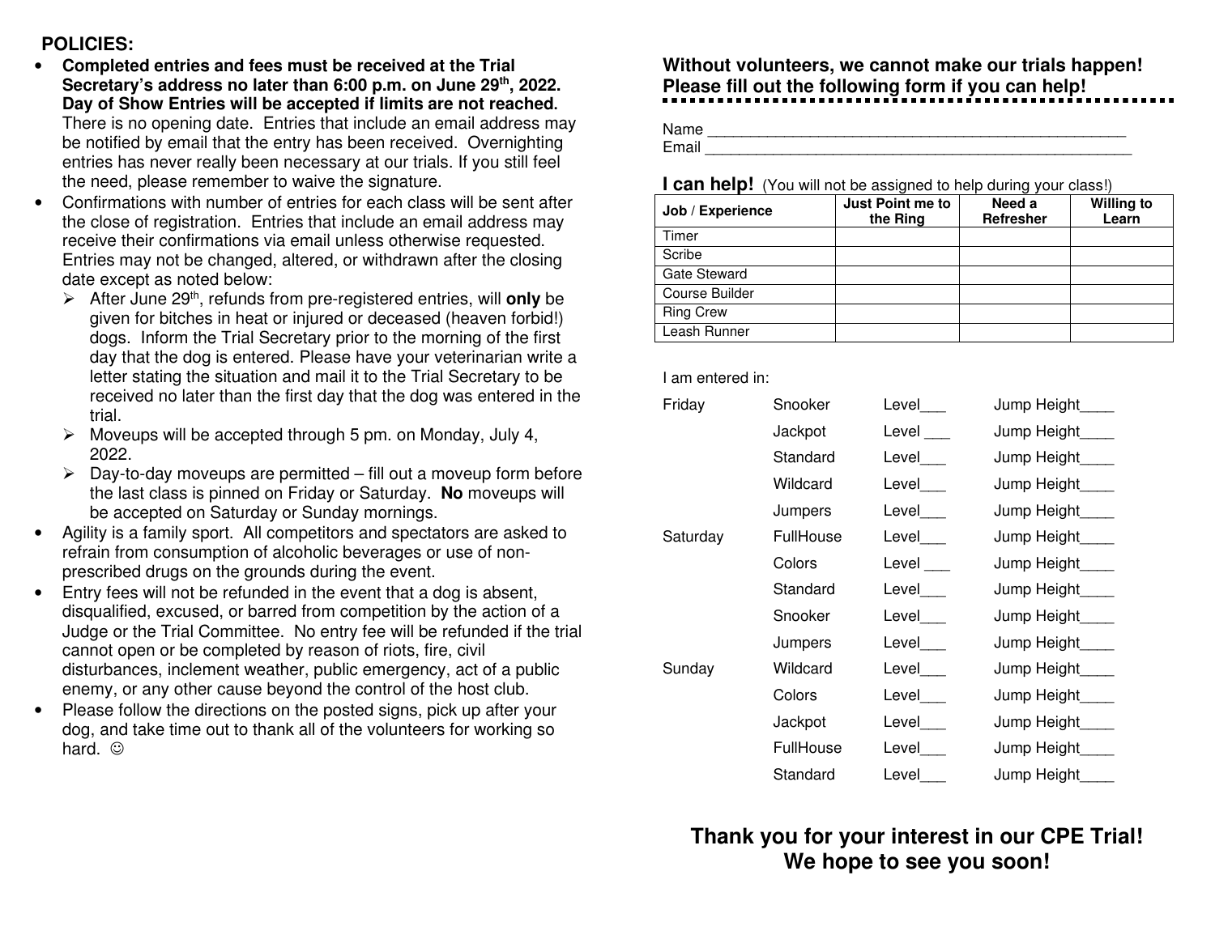**POLICIES:**

- **Completed entries and fees must be received at the Trial Secretary's address no later than 6:00 p.m. on June 29th, 2022. Day of Show Entries will be accepted if limits are not reached.** There is no opening date. Entries that include an email address may be notified by email that the entry has been received. Overnighting entries has never really been necessary at our trials. If you still feel the need, please remember to waive the signature.
- Confirmations with number of entries for each class will be sent after the close of registration. Entries that include an email address may receive their confirmations via email unless otherwise requested. Entries may not be changed, altered, or withdrawn after the closing date except as noted below:
  - After June 29th, refunds from pre-registered entries, will **only** be given for bitches in heat or injured or deceased (heaven forbid!) dogs. Inform the Trial Secretary prior to the morning of the first day that the dog is entered. Please have your veterinarian write a letter stating the situation and mail it to the Trial Secretary to be received no later than the first day that the dog was entered in the trial.
  - Moveups will be accepted through 5 pm. on Monday, July 4, 2022.
  - Day-to-day moveups are permitted – fill out a moveup form before the last class is pinned on Friday or Saturday. **No** moveups will be accepted on Saturday or Sunday mornings.
- Agility is a family sport. All competitors and spectators are asked to refrain from consumption of alcoholic beverages or use of non-prescribed drugs on the grounds during the event.
- Entry fees will not be refunded in the event that a dog is absent, disqualified, excused, or barred from competition by the action of a Judge or the Trial Committee. No entry fee will be refunded if the trial cannot open or be completed by reason of riots, fire, civil disturbances, inclement weather, public emergency, act of a public enemy, or any other cause beyond the control of the host club.
- Please follow the directions on the posted signs, pick up after your dog, and take time out to thank all of the volunteers for working so hard. ☺

**Without volunteers, we cannot make our trials happen! Please fill out the following form if you can help!**

Name ____________________________________________________

Email ____________________________________________________

**I can help!** (You will not be assigned to help during your class!)

| Job / Experience | Just Point me to the Ring | Need a Refresher | Willing to Learn |
|---|---|---|---|
| Timer | | | |
| Scribe | | | |
| Gate Steward | | | |
| Course Builder | | | |
| Ring Crew | | | |
| Leash Runner | | | |

I am entered in:

| Day | Class | Level | Jump Height |
|---|---|---|---|
| Friday | Snooker | Level___ | Jump Height____ |
| | Jackpot | Level ___ | Jump Height____ |
| | Standard | Level___ | Jump Height____ |
| | Wildcard | Level___ | Jump Height____ |
| | Jumpers | Level___ | Jump Height____ |
| Saturday | FullHouse | Level___ | Jump Height____ |
| | Colors | Level ___ | Jump Height____ |
| | Standard | Level___ | Jump Height____ |
| | Snooker | Level___ | Jump Height____ |
| | Jumpers | Level___ | Jump Height____ |
| Sunday | Wildcard | Level___ | Jump Height____ |
| | Colors | Level___ | Jump Height____ |
| | Jackpot | Level___ | Jump Height____ |
| | FullHouse | Level___ | Jump Height____ |
| | Standard | Level___ | Jump Height____ |

**Thank you for your interest in our CPE Trial! We hope to see you soon!**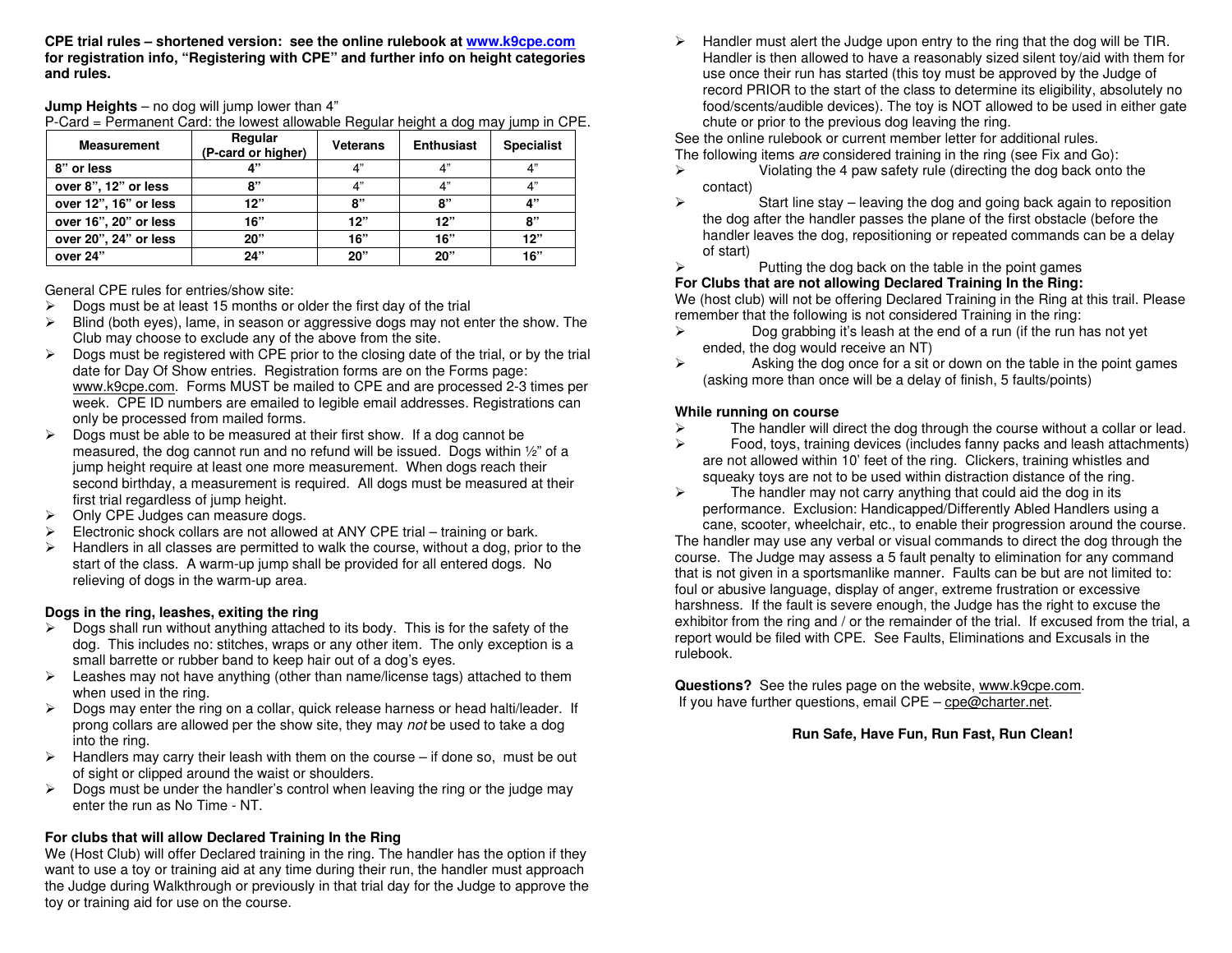**CPE trial rules – shortened version: see the online rulebook at [www.k9cpe.com](http://www.k9cpe.com) for registration info, "Registering with CPE" and further info on height categories and rules.**

**Jump Heights** – no dog will jump lower than 4"
P-Card = Permanent Card: the lowest allowable Regular height a dog may jump in CPE.

| Measurement | Regular (P-card or higher) | Veterans | Enthusiast | Specialist |
|---|---|---|---|---|
| 8" or less | 4" | 4" | 4" | 4" |
| over 8", 12" or less | 8" | 4" | 4" | 4" |
| over 12", 16" or less | 12" | 8" | 8" | 4" |
| over 16", 20" or less | 16" | 12" | 12" | 8" |
| over 20", 24" or less | 20" | 16" | 16" | 12" |
| over 24" | 24" | 20" | 20" | 16" |

General CPE rules for entries/show site:

- Dogs must be at least 15 months or older the first day of the trial
- Blind (both eyes), lame, in season or aggressive dogs may not enter the show. The Club may choose to exclude any of the above from the site.
- Dogs must be registered with CPE prior to the closing date of the trial, or by the trial date for Day Of Show entries. Registration forms are on the Forms page: www.k9cpe.com. Forms MUST be mailed to CPE and are processed 2-3 times per week. CPE ID numbers are emailed to legible email addresses. Registrations can only be processed from mailed forms.
- Dogs must be able to be measured at their first show. If a dog cannot be measured, the dog cannot run and no refund will be issued. Dogs within ½" of a jump height require at least one more measurement. When dogs reach their second birthday, a measurement is required. All dogs must be measured at their first trial regardless of jump height.
- Only CPE Judges can measure dogs.
- Electronic shock collars are not allowed at ANY CPE trial – training or bark.
- Handlers in all classes are permitted to walk the course, without a dog, prior to the start of the class. A warm-up jump shall be provided for all entered dogs. No relieving of dogs in the warm-up area.

**Dogs in the ring, leashes, exiting the ring**

- Dogs shall run without anything attached to its body. This is for the safety of the dog. This includes no: stitches, wraps or any other item. The only exception is a small barrette or rubber band to keep hair out of a dog's eyes.
- Leashes may not have anything (other than name/license tags) attached to them when used in the ring.
- Dogs may enter the ring on a collar, quick release harness or head halti/leader. If prong collars are allowed per the show site, they may *not* be used to take a dog into the ring.
- Handlers may carry their leash with them on the course – if done so, must be out of sight or clipped around the waist or shoulders.
- Dogs must be under the handler's control when leaving the ring or the judge may enter the run as No Time - NT.

**For clubs that will allow Declared Training In the Ring**

We (Host Club) will offer Declared training in the ring. The handler has the option if they want to use a toy or training aid at any time during their run, the handler must approach the Judge during Walkthrough or previously in that trial day for the Judge to approve the toy or training aid for use on the course.

- Handler must alert the Judge upon entry to the ring that the dog will be TIR. Handler is then allowed to have a reasonably sized silent toy/aid with them for use once their run has started (this toy must be approved by the Judge of record PRIOR to the start of the class to determine its eligibility, absolutely no food/scents/audible devices). The toy is NOT allowed to be used in either gate chute or prior to the previous dog leaving the ring.

See the online rulebook or current member letter for additional rules.
The following items *are* considered training in the ring (see Fix and Go):

- Violating the 4 paw safety rule (directing the dog back onto the contact)
- Start line stay – leaving the dog and going back again to reposition the dog after the handler passes the plane of the first obstacle (before the handler leaves the dog, repositioning or repeated commands can be a delay of start)
- Putting the dog back on the table in the point games

**For Clubs that are not allowing Declared Training In the Ring:**

We (host club) will not be offering Declared Training in the Ring at this trail. Please remember that the following is not considered Training in the ring:

- Dog grabbing it's leash at the end of a run (if the run has not yet ended, the dog would receive an NT)
- Asking the dog once for a sit or down on the table in the point games (asking more than once will be a delay of finish, 5 faults/points)

**While running on course**

- The handler will direct the dog through the course without a collar or lead.
- Food, toys, training devices (includes fanny packs and leash attachments) are not allowed within 10' feet of the ring. Clickers, training whistles and squeaky toys are not to be used within distraction distance of the ring.
- The handler may not carry anything that could aid the dog in its performance. Exclusion: Handicapped/Differently Abled Handlers using a cane, scooter, wheelchair, etc., to enable their progression around the course.

The handler may use any verbal or visual commands to direct the dog through the course. The Judge may assess a 5 fault penalty to elimination for any command that is not given in a sportsmanlike manner. Faults can be but are not limited to: foul or abusive language, display of anger, extreme frustration or excessive harshness. If the fault is severe enough, the Judge has the right to excuse the exhibitor from the ring and / or the remainder of the trial. If excused from the trial, a report would be filed with CPE. See Faults, Eliminations and Excusals in the rulebook.

**Questions?** See the rules page on the website, www.k9cpe.com.
If you have further questions, email CPE – cpe@charter.net.

**Run Safe, Have Fun, Run Fast, Run Clean!**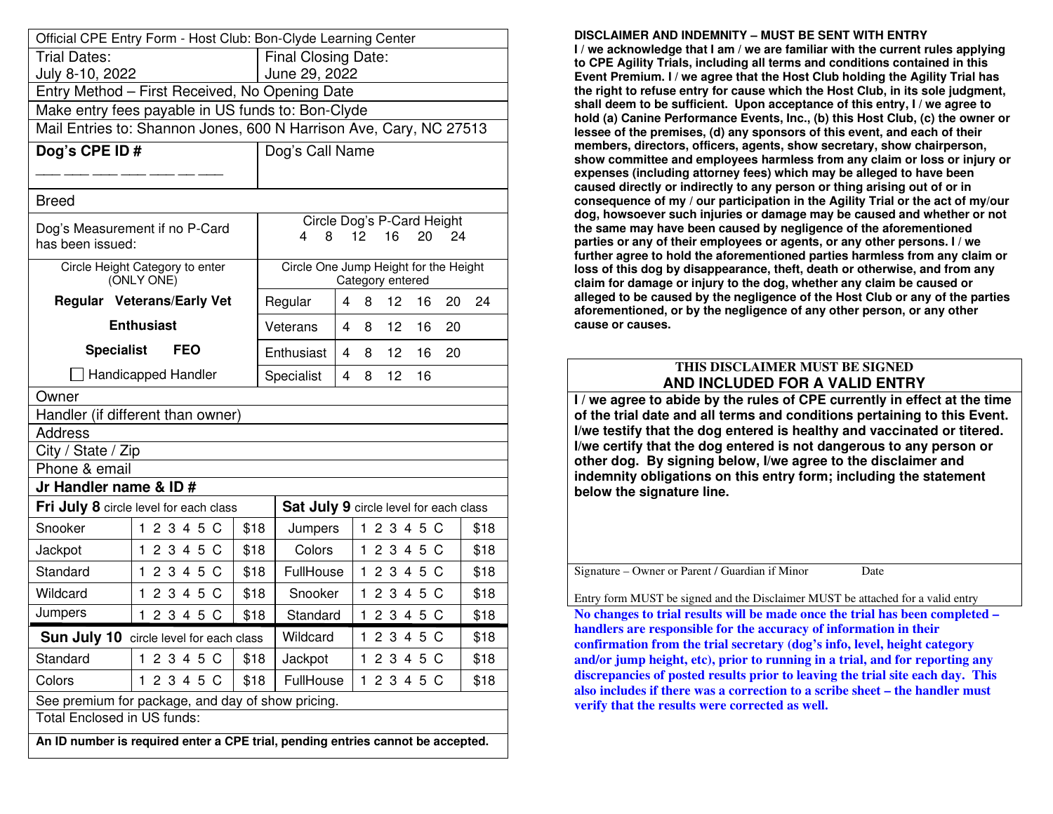Official CPE Entry Form - Host Club: Bon-Clyde Learning Center

| | |
|---|---|
| Trial Dates: July 8-10, 2022 | Final Closing Date: June 29, 2022 |
| Entry Method – First Received, No Opening Date | |
| Make entry fees payable in US funds to: Bon-Clyde | |
| Mail Entries to: Shannon Jones, 600 N Harrison Ave, Cary, NC 27513 | |
| **Dog's CPE ID #** ___ ___ ___ ___ ___ __ ___ | Dog's Call Name |
| Breed | |
| Dog's Measurement if no P-Card has been issued: | Circle Dog's P-Card Height 4 8 12 16 20 24 |

| Circle Height Category to enter (ONLY ONE) | Circle One Jump Height for the Height Category entered | |
|---|---|---|
| **Regular Veterans/Early Vet** | Regular | 4 8 12 16 20 24 |
| **Enthusiast** | Veterans | 4 8 12 16 20 |
| **Specialist FEO** | Enthusiast | 4 8 12 16 20 |
| ☐ Handicapped Handler | Specialist | 4 8 12 16 |

Owner

Handler (if different than owner)

Address

City / State / Zip

Phone & email

**Jr Handler name & ID #**

| **Fri July 8** circle level for each class | | | **Sat July 9** circle level for each class | | |
|---|---|---|---|---|---|
| Snooker | 1 2 3 4 5 C | $18 | Jumpers | 1 2 3 4 5 C | $18 |
| Jackpot | 1 2 3 4 5 C | $18 | Colors | 1 2 3 4 5 C | $18 |
| Standard | 1 2 3 4 5 C | $18 | FullHouse | 1 2 3 4 5 C | $18 |
| Wildcard | 1 2 3 4 5 C | $18 | Snooker | 1 2 3 4 5 C | $18 |
| Jumpers | 1 2 3 4 5 C | $18 | Standard | 1 2 3 4 5 C | $18 |
| **Sun July 10** circle level for each class | | | Wildcard | 1 2 3 4 5 C | $18 |
| Standard | 1 2 3 4 5 C | $18 | Jackpot | 1 2 3 4 5 C | $18 |
| Colors | 1 2 3 4 5 C | $18 | FullHouse | 1 2 3 4 5 C | $18 |

See premium for package, and day of show pricing.

Total Enclosed in US funds:

**An ID number is required enter a CPE trial, pending entries cannot be accepted.**

**DISCLAIMER AND INDEMNITY – MUST BE SENT WITH ENTRY**

**I / we acknowledge that I am / we are familiar with the current rules applying to CPE Agility Trials, including all terms and conditions contained in this Event Premium. I / we agree that the Host Club holding the Agility Trial has the right to refuse entry for cause which the Host Club, in its sole judgment, shall deem to be sufficient. Upon acceptance of this entry, I / we agree to hold (a) Canine Performance Events, Inc., (b) this Host Club, (c) the owner or lessee of the premises, (d) any sponsors of this event, and each of their members, directors, officers, agents, show secretary, show chairperson, show committee and employees harmless from any claim or loss or injury or expenses (including attorney fees) which may be alleged to have been caused directly or indirectly to any person or thing arising out of or in consequence of my / our participation in the Agility Trial or the act of my/our dog, howsoever such injuries or damage may be caused and whether or not the same may have been caused by negligence of the aforementioned parties or any of their employees or agents, or any other persons. I / we further agree to hold the aforementioned parties harmless from any claim or loss of this dog by disappearance, theft, death or otherwise, and from any claim for damage or injury to the dog, whether any claim be caused or alleged to be caused by the negligence of the Host Club or any of the parties aforementioned, or by the negligence of any other person, or any other cause or causes.**

**THIS DISCLAIMER MUST BE SIGNED AND INCLUDED FOR A VALID ENTRY**

**I / we agree to abide by the rules of CPE currently in effect at the time of the trial date and all terms and conditions pertaining to this Event. I/we testify that the dog entered is healthy and vaccinated or titered. I/we certify that the dog entered is not dangerous to any person or other dog. By signing below, I/we agree to the disclaimer and indemnity obligations on this entry form; including the statement below the signature line.**

Signature – Owner or Parent / Guardian if Minor Date

Entry form MUST be signed and the Disclaimer MUST be attached for a valid entry

**No changes to trial results will be made once the trial has been completed – handlers are responsible for the accuracy of information in their confirmation from the trial secretary (dog's info, level, height category and/or jump height, etc), prior to running in a trial, and for reporting any discrepancies of posted results prior to leaving the trial site each day. This also includes if there was a correction to a scribe sheet – the handler must verify that the results were corrected as well.**